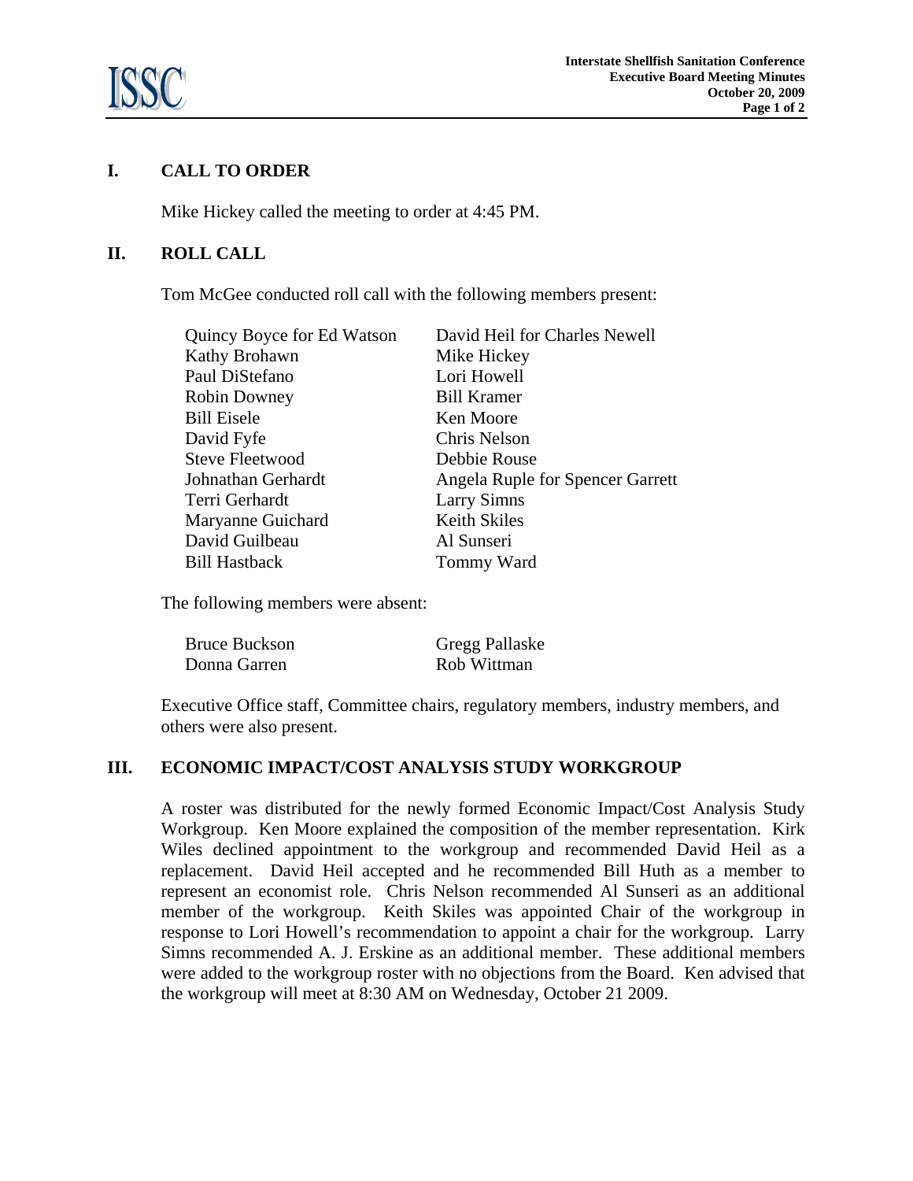## I. CALL TO ORDER

Mike Hickey called the meeting to order at 4:45 PM.

## II. ROLL CALL

Tom McGee conducted roll call with the following members present:

| | |
|---|---|
| Quincy Boyce for Ed Watson | David Heil for Charles Newell |
| Kathy Brohawn | Mike Hickey |
| Paul DiStefano | Lori Howell |
| Robin Downey | Bill Kramer |
| Bill Eisele | Ken Moore |
| David Fyfe | Chris Nelson |
| Steve Fleetwood | Debbie Rouse |
| Johnathan Gerhardt | Angela Ruple for Spencer Garrett |
| Terri Gerhardt | Larry Simns |
| Maryanne Guichard | Keith Skiles |
| David Guilbeau | Al Sunseri |
| Bill Hastback | Tommy Ward |

The following members were absent:

| | |
|---|---|
| Bruce Buckson | Gregg Pallaske |
| Donna Garren | Rob Wittman |

Executive Office staff, Committee chairs, regulatory members, industry members, and others were also present.

## III. ECONOMIC IMPACT/COST ANALYSIS STUDY WORKGROUP

A roster was distributed for the newly formed Economic Impact/Cost Analysis Study Workgroup. Ken Moore explained the composition of the member representation. Kirk Wiles declined appointment to the workgroup and recommended David Heil as a replacement. David Heil accepted and he recommended Bill Huth as a member to represent an economist role. Chris Nelson recommended Al Sunseri as an additional member of the workgroup. Keith Skiles was appointed Chair of the workgroup in response to Lori Howell's recommendation to appoint a chair for the workgroup. Larry Simns recommended A. J. Erskine as an additional member. These additional members were added to the workgroup roster with no objections from the Board. Ken advised that the workgroup will meet at 8:30 AM on Wednesday, October 21 2009.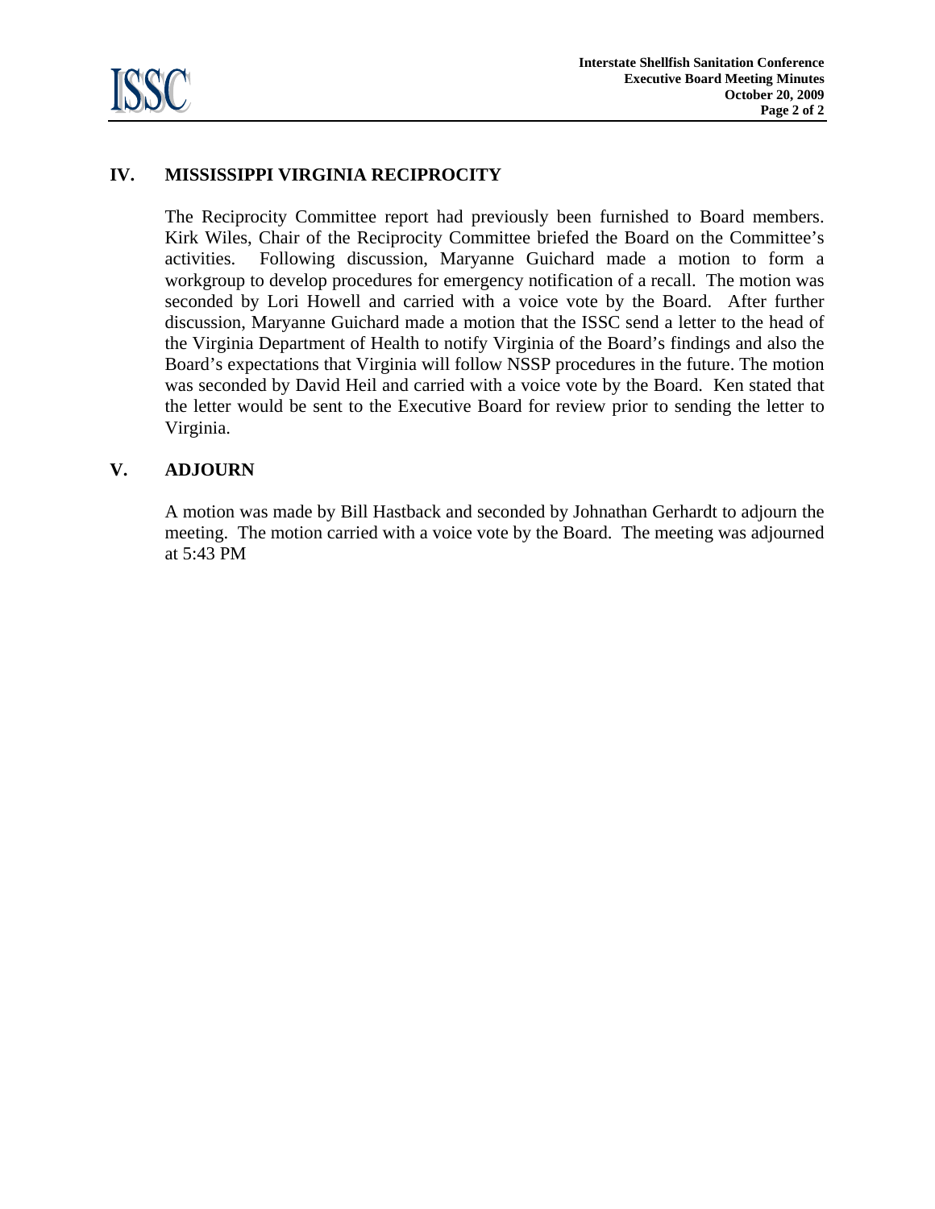## IV. MISSISSIPPI VIRGINIA RECIPROCITY

The Reciprocity Committee report had previously been furnished to Board members. Kirk Wiles, Chair of the Reciprocity Committee briefed the Board on the Committee's activities. Following discussion, Maryanne Guichard made a motion to form a workgroup to develop procedures for emergency notification of a recall. The motion was seconded by Lori Howell and carried with a voice vote by the Board. After further discussion, Maryanne Guichard made a motion that the ISSC send a letter to the head of the Virginia Department of Health to notify Virginia of the Board's findings and also the Board's expectations that Virginia will follow NSSP procedures in the future. The motion was seconded by David Heil and carried with a voice vote by the Board. Ken stated that the letter would be sent to the Executive Board for review prior to sending the letter to Virginia.

## V. ADJOURN

A motion was made by Bill Hastback and seconded by Johnathan Gerhardt to adjourn the meeting. The motion carried with a voice vote by the Board. The meeting was adjourned at 5:43 PM